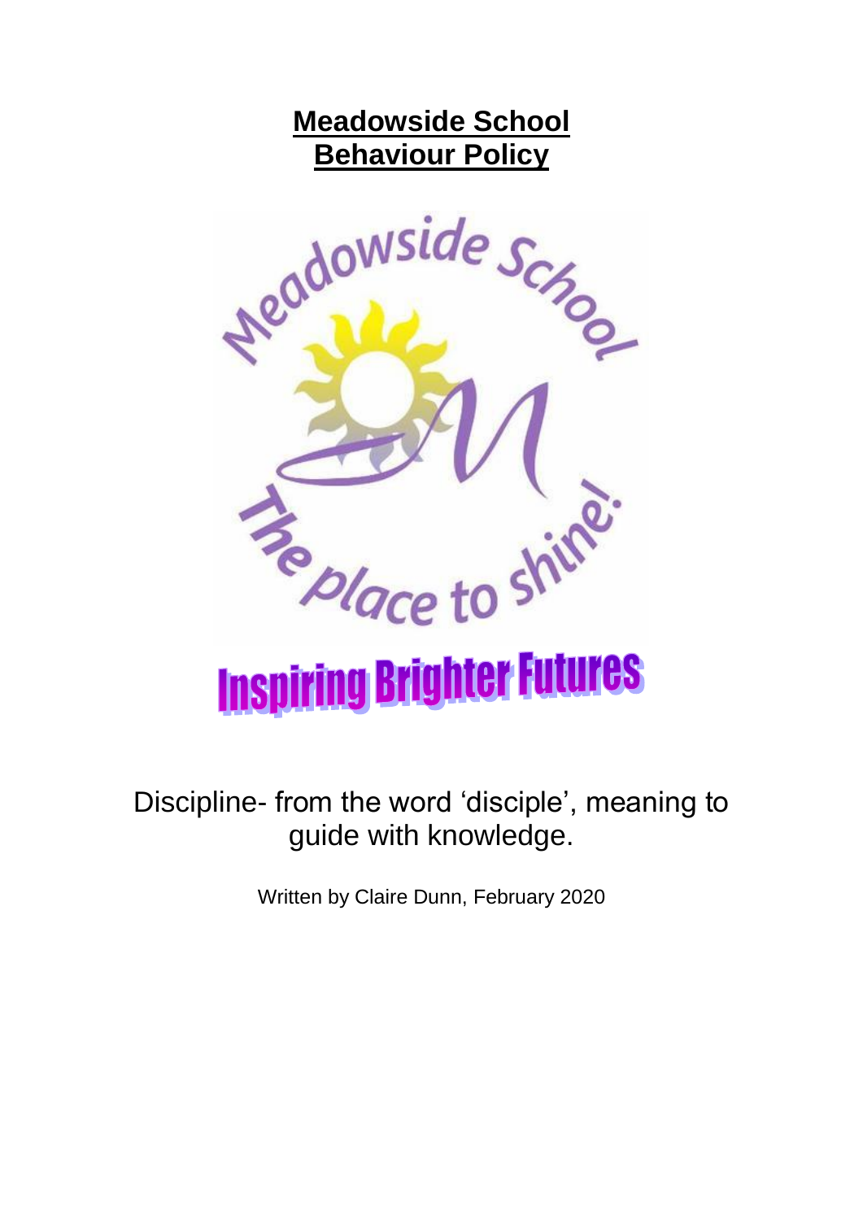# Meadowside School
# Behaviour Policy

Meadowside School

The place to shine!

Inspiring Brighter Futures

Discipline- from the word 'disciple', meaning to guide with knowledge.

Written by Claire Dunn, February 2020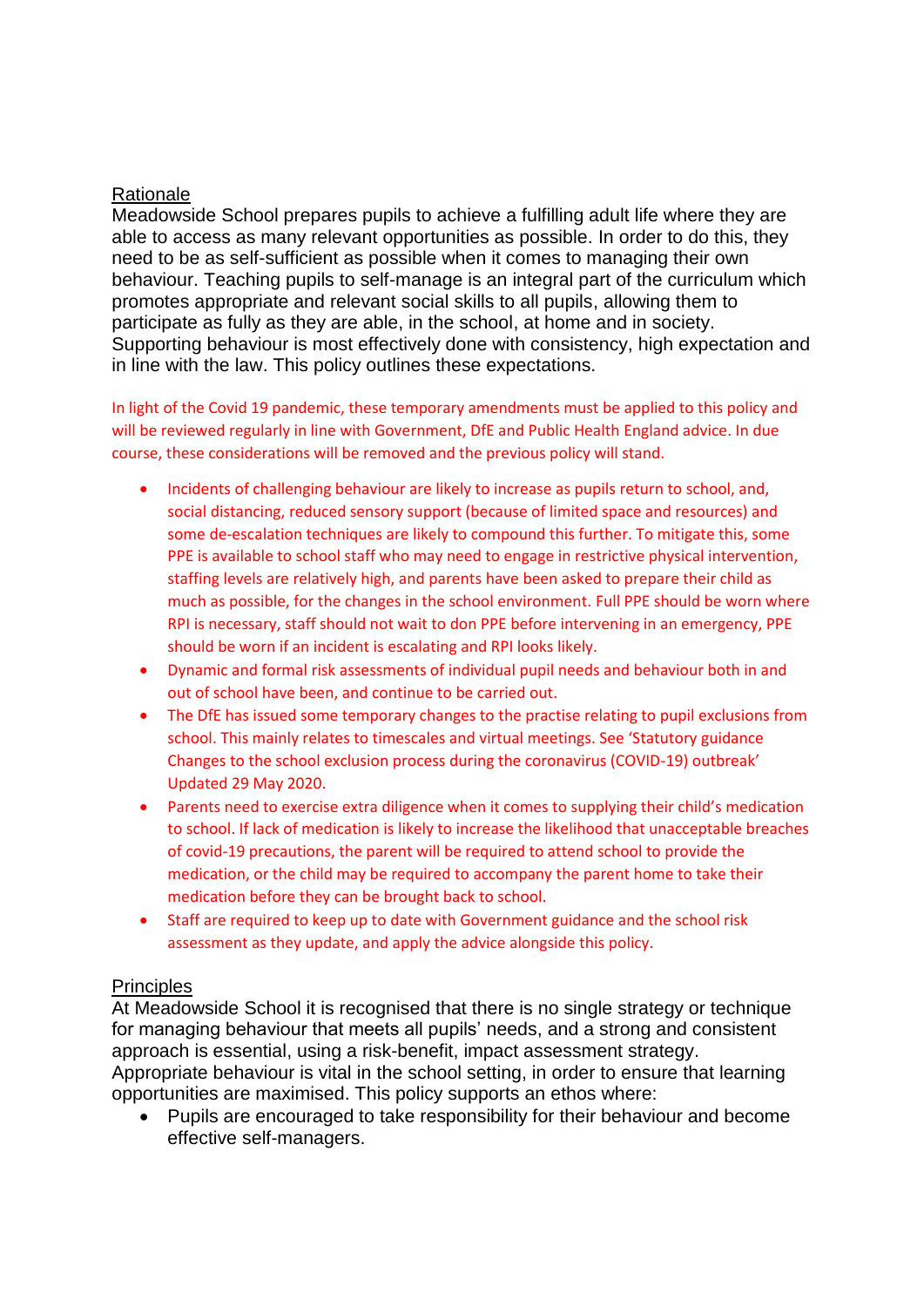## Rationale

Meadowside School prepares pupils to achieve a fulfilling adult life where they are able to access as many relevant opportunities as possible. In order to do this, they need to be as self-sufficient as possible when it comes to managing their own behaviour. Teaching pupils to self-manage is an integral part of the curriculum which promotes appropriate and relevant social skills to all pupils, allowing them to participate as fully as they are able, in the school, at home and in society. Supporting behaviour is most effectively done with consistency, high expectation and in line with the law. This policy outlines these expectations.

In light of the Covid 19 pandemic, these temporary amendments must be applied to this policy and will be reviewed regularly in line with Government, DfE and Public Health England advice. In due course, these considerations will be removed and the previous policy will stand.

- Incidents of challenging behaviour are likely to increase as pupils return to school, and, social distancing, reduced sensory support (because of limited space and resources) and some de-escalation techniques are likely to compound this further. To mitigate this, some PPE is available to school staff who may need to engage in restrictive physical intervention, staffing levels are relatively high, and parents have been asked to prepare their child as much as possible, for the changes in the school environment. Full PPE should be worn where RPI is necessary, staff should not wait to don PPE before intervening in an emergency, PPE should be worn if an incident is escalating and RPI looks likely.
- Dynamic and formal risk assessments of individual pupil needs and behaviour both in and out of school have been, and continue to be carried out.
- The DfE has issued some temporary changes to the practise relating to pupil exclusions from school. This mainly relates to timescales and virtual meetings. See 'Statutory guidance Changes to the school exclusion process during the coronavirus (COVID-19) outbreak' Updated 29 May 2020.
- Parents need to exercise extra diligence when it comes to supplying their child's medication to school. If lack of medication is likely to increase the likelihood that unacceptable breaches of covid-19 precautions, the parent will be required to attend school to provide the medication, or the child may be required to accompany the parent home to take their medication before they can be brought back to school.
- Staff are required to keep up to date with Government guidance and the school risk assessment as they update, and apply the advice alongside this policy.

## Principles

At Meadowside School it is recognised that there is no single strategy or technique for managing behaviour that meets all pupils' needs, and a strong and consistent approach is essential, using a risk-benefit, impact assessment strategy. Appropriate behaviour is vital in the school setting, in order to ensure that learning opportunities are maximised. This policy supports an ethos where:

- Pupils are encouraged to take responsibility for their behaviour and become effective self-managers.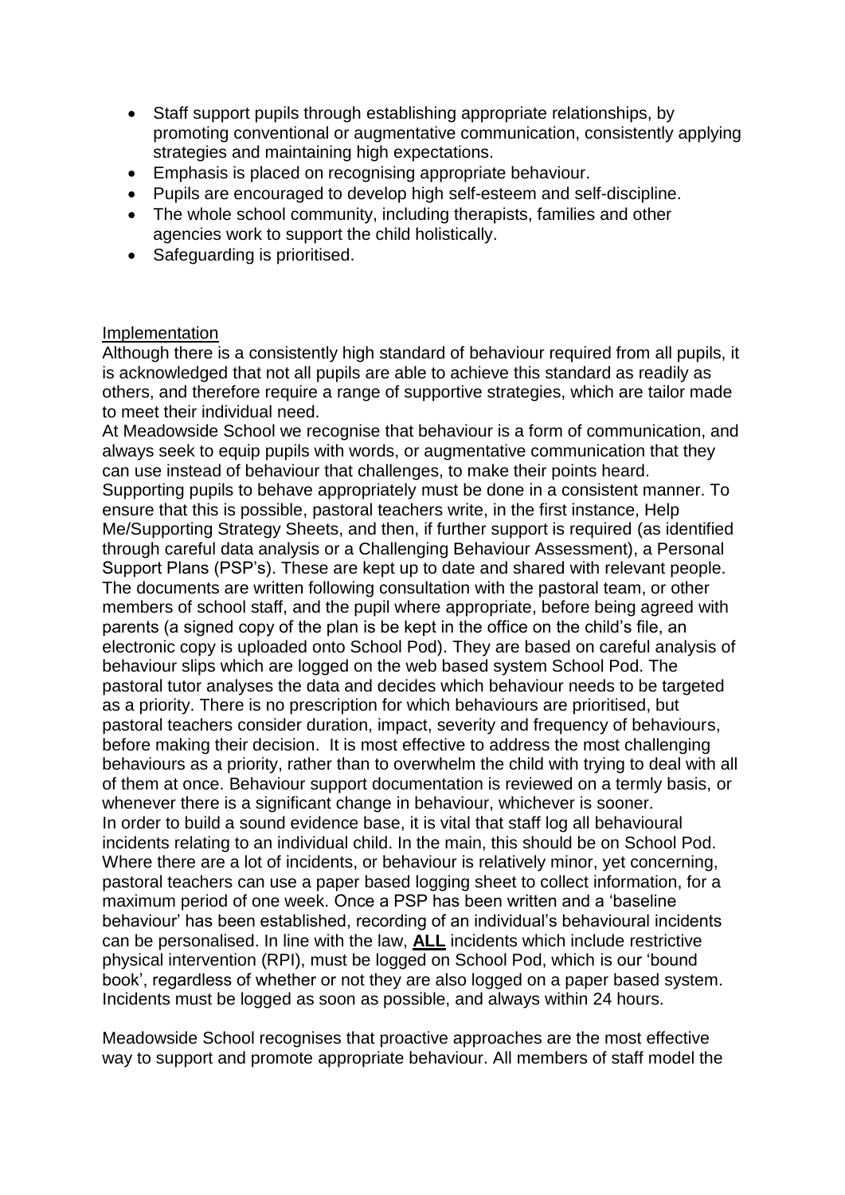- Staff support pupils through establishing appropriate relationships, by promoting conventional or augmentative communication, consistently applying strategies and maintaining high expectations.
- Emphasis is placed on recognising appropriate behaviour.
- Pupils are encouraged to develop high self-esteem and self-discipline.
- The whole school community, including therapists, families and other agencies work to support the child holistically.
- Safeguarding is prioritised.

Implementation

Although there is a consistently high standard of behaviour required from all pupils, it is acknowledged that not all pupils are able to achieve this standard as readily as others, and therefore require a range of supportive strategies, which are tailor made to meet their individual need.

At Meadowside School we recognise that behaviour is a form of communication, and always seek to equip pupils with words, or augmentative communication that they can use instead of behaviour that challenges, to make their points heard.

Supporting pupils to behave appropriately must be done in a consistent manner. To ensure that this is possible, pastoral teachers write, in the first instance, Help Me/Supporting Strategy Sheets, and then, if further support is required (as identified through careful data analysis or a Challenging Behaviour Assessment), a Personal Support Plans (PSP's). These are kept up to date and shared with relevant people. The documents are written following consultation with the pastoral team, or other members of school staff, and the pupil where appropriate, before being agreed with parents (a signed copy of the plan is be kept in the office on the child's file, an electronic copy is uploaded onto School Pod). They are based on careful analysis of behaviour slips which are logged on the web based system School Pod. The pastoral tutor analyses the data and decides which behaviour needs to be targeted as a priority. There is no prescription for which behaviours are prioritised, but pastoral teachers consider duration, impact, severity and frequency of behaviours, before making their decision. It is most effective to address the most challenging behaviours as a priority, rather than to overwhelm the child with trying to deal with all of them at once. Behaviour support documentation is reviewed on a termly basis, or whenever there is a significant change in behaviour, whichever is sooner.

In order to build a sound evidence base, it is vital that staff log all behavioural incidents relating to an individual child. In the main, this should be on School Pod. Where there are a lot of incidents, or behaviour is relatively minor, yet concerning, pastoral teachers can use a paper based logging sheet to collect information, for a maximum period of one week. Once a PSP has been written and a 'baseline behaviour' has been established, recording of an individual's behavioural incidents can be personalised. In line with the law, **ALL** incidents which include restrictive physical intervention (RPI), must be logged on School Pod, which is our 'bound book', regardless of whether or not they are also logged on a paper based system. Incidents must be logged as soon as possible, and always within 24 hours.

Meadowside School recognises that proactive approaches are the most effective way to support and promote appropriate behaviour. All members of staff model the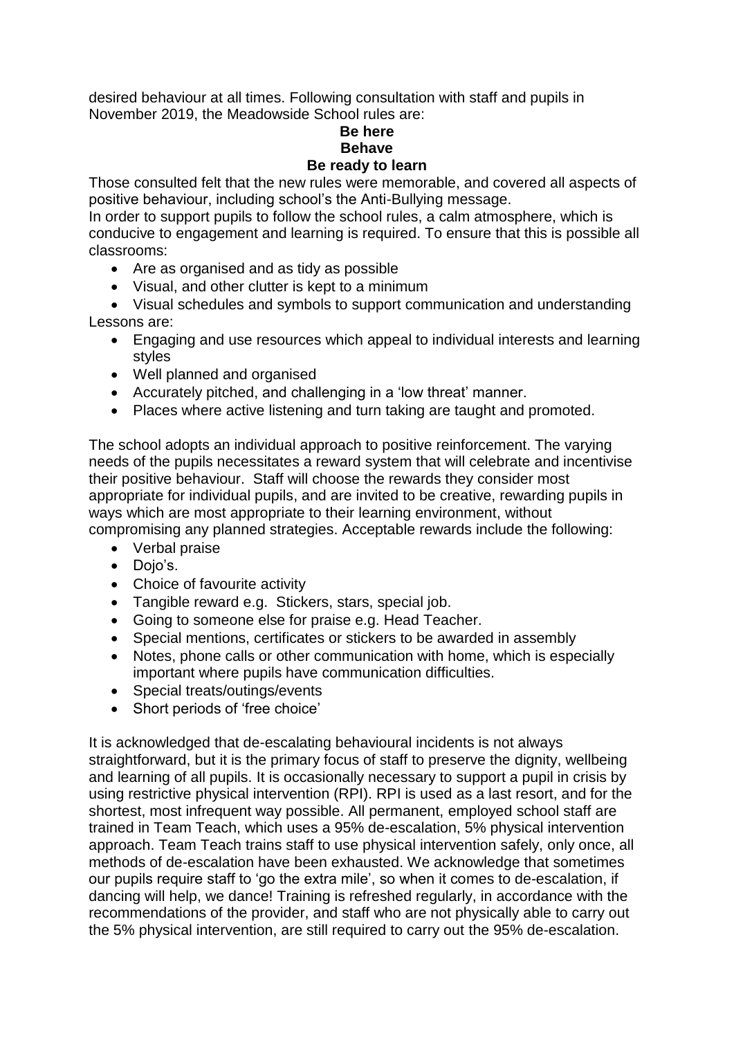desired behaviour at all times. Following consultation with staff and pupils in November 2019, the Meadowside School rules are:

**Be here**
**Behave**
**Be ready to learn**

Those consulted felt that the new rules were memorable, and covered all aspects of positive behaviour, including school's the Anti-Bullying message.

In order to support pupils to follow the school rules, a calm atmosphere, which is conducive to engagement and learning is required. To ensure that this is possible all classrooms:

- Are as organised and as tidy as possible
- Visual, and other clutter is kept to a minimum
- Visual schedules and symbols to support communication and understanding

Lessons are:

- Engaging and use resources which appeal to individual interests and learning styles
- Well planned and organised
- Accurately pitched, and challenging in a 'low threat' manner.
- Places where active listening and turn taking are taught and promoted.

The school adopts an individual approach to positive reinforcement. The varying needs of the pupils necessitates a reward system that will celebrate and incentivise their positive behaviour. Staff will choose the rewards they consider most appropriate for individual pupils, and are invited to be creative, rewarding pupils in ways which are most appropriate to their learning environment, without compromising any planned strategies. Acceptable rewards include the following:

- Verbal praise
- Dojo's.
- Choice of favourite activity
- Tangible reward e.g. Stickers, stars, special job.
- Going to someone else for praise e.g. Head Teacher.
- Special mentions, certificates or stickers to be awarded in assembly
- Notes, phone calls or other communication with home, which is especially important where pupils have communication difficulties.
- Special treats/outings/events
- Short periods of 'free choice'

It is acknowledged that de-escalating behavioural incidents is not always straightforward, but it is the primary focus of staff to preserve the dignity, wellbeing and learning of all pupils. It is occasionally necessary to support a pupil in crisis by using restrictive physical intervention (RPI). RPI is used as a last resort, and for the shortest, most infrequent way possible. All permanent, employed school staff are trained in Team Teach, which uses a 95% de-escalation, 5% physical intervention approach. Team Teach trains staff to use physical intervention safely, only once, all methods of de-escalation have been exhausted. We acknowledge that sometimes our pupils require staff to 'go the extra mile', so when it comes to de-escalation, if dancing will help, we dance! Training is refreshed regularly, in accordance with the recommendations of the provider, and staff who are not physically able to carry out the 5% physical intervention, are still required to carry out the 95% de-escalation.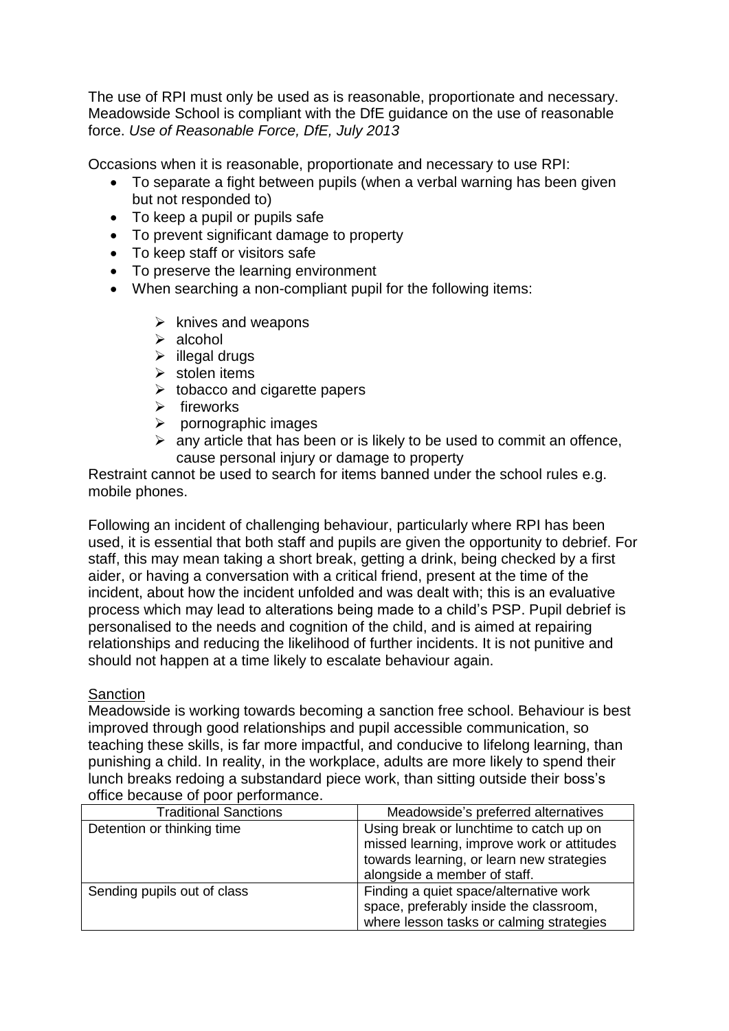The use of RPI must only be used as is reasonable, proportionate and necessary. Meadowside School is compliant with the DfE guidance on the use of reasonable force. *Use of Reasonable Force, DfE, July 2013*

Occasions when it is reasonable, proportionate and necessary to use RPI:

- To separate a fight between pupils (when a verbal warning has been given but not responded to)
- To keep a pupil or pupils safe
- To prevent significant damage to property
- To keep staff or visitors safe
- To preserve the learning environment
- When searching a non-compliant pupil for the following items:
    - knives and weapons
    - alcohol
    - illegal drugs
    - stolen items
    - tobacco and cigarette papers
    - fireworks
    - pornographic images
    - any article that has been or is likely to be used to commit an offence, cause personal injury or damage to property

Restraint cannot be used to search for items banned under the school rules e.g. mobile phones.

Following an incident of challenging behaviour, particularly where RPI has been used, it is essential that both staff and pupils are given the opportunity to debrief. For staff, this may mean taking a short break, getting a drink, being checked by a first aider, or having a conversation with a critical friend, present at the time of the incident, about how the incident unfolded and was dealt with; this is an evaluative process which may lead to alterations being made to a child's PSP. Pupil debrief is personalised to the needs and cognition of the child, and is aimed at repairing relationships and reducing the likelihood of further incidents. It is not punitive and should not happen at a time likely to escalate behaviour again.

<u>Sanction</u>

Meadowside is working towards becoming a sanction free school. Behaviour is best improved through good relationships and pupil accessible communication, so teaching these skills, is far more impactful, and conducive to lifelong learning, than punishing a child. In reality, in the workplace, adults are more likely to spend their lunch breaks redoing a substandard piece work, than sitting outside their boss's office because of poor performance.

| Traditional Sanctions | Meadowside's preferred alternatives |
|---|---|
| Detention or thinking time | Using break or lunchtime to catch up on missed learning, improve work or attitudes towards learning, or learn new strategies alongside a member of staff. |
| Sending pupils out of class | Finding a quiet space/alternative work space, preferably inside the classroom, where lesson tasks or calming strategies |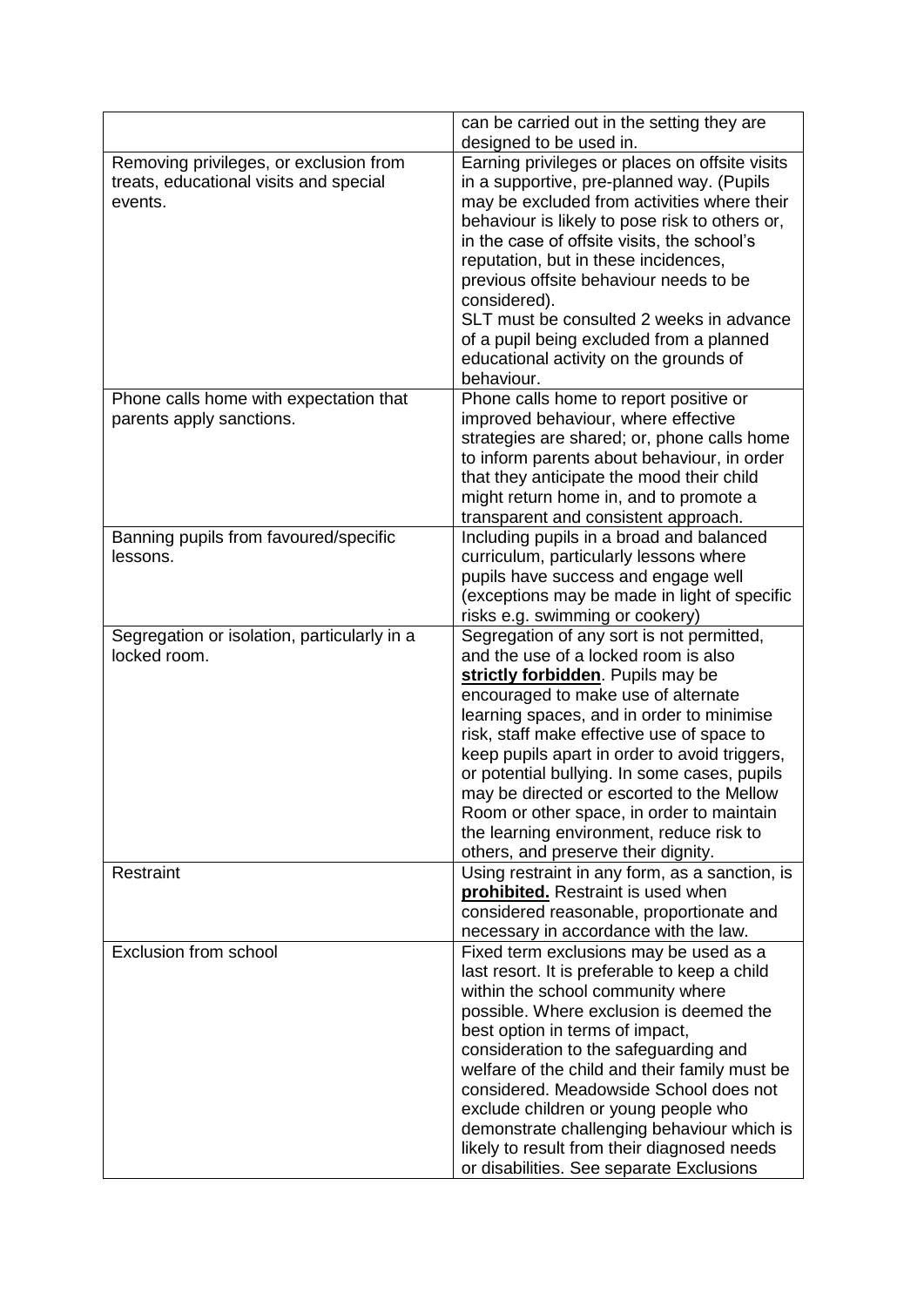| | |
|---|---|
| | can be carried out in the setting they are designed to be used in. |
| Removing privileges, or exclusion from treats, educational visits and special events. | Earning privileges or places on offsite visits in a supportive, pre-planned way. (Pupils may be excluded from activities where their behaviour is likely to pose risk to others or, in the case of offsite visits, the school's reputation, but in these incidences, previous offsite behaviour needs to be considered).<br>SLT must be consulted 2 weeks in advance of a pupil being excluded from a planned educational activity on the grounds of behaviour. |
| Phone calls home with expectation that parents apply sanctions. | Phone calls home to report positive or improved behaviour, where effective strategies are shared; or, phone calls home to inform parents about behaviour, in order that they anticipate the mood their child might return home in, and to promote a transparent and consistent approach. |
| Banning pupils from favoured/specific lessons. | Including pupils in a broad and balanced curriculum, particularly lessons where pupils have success and engage well (exceptions may be made in light of specific risks e.g. swimming or cookery) |
| Segregation or isolation, particularly in a locked room. | Segregation of any sort is not permitted, and the use of a locked room is also **strictly forbidden**. Pupils may be encouraged to make use of alternate learning spaces, and in order to minimise risk, staff make effective use of space to keep pupils apart in order to avoid triggers, or potential bullying. In some cases, pupils may be directed or escorted to the Mellow Room or other space, in order to maintain the learning environment, reduce risk to others, and preserve their dignity. |
| Restraint | Using restraint in any form, as a sanction, is **prohibited.** Restraint is used when considered reasonable, proportionate and necessary in accordance with the law. |
| Exclusion from school | Fixed term exclusions may be used as a last resort. It is preferable to keep a child within the school community where possible. Where exclusion is deemed the best option in terms of impact, consideration to the safeguarding and welfare of the child and their family must be considered. Meadowside School does not exclude children or young people who demonstrate challenging behaviour which is likely to result from their diagnosed needs or disabilities. See separate Exclusions |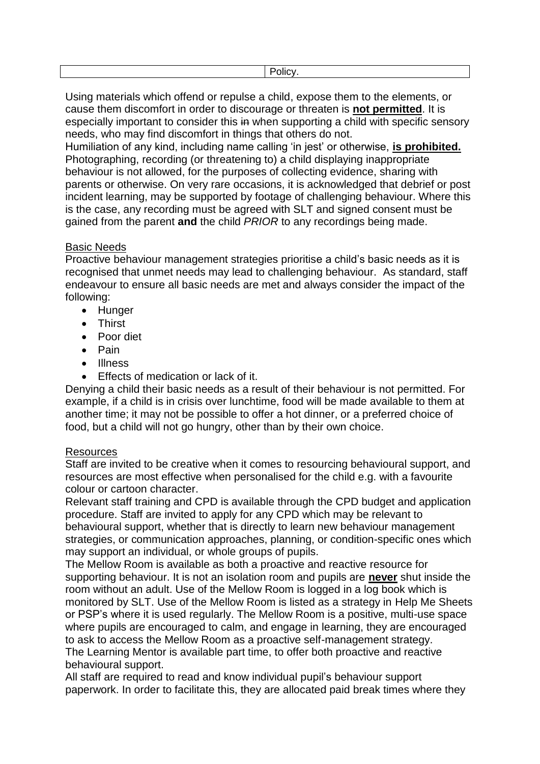| | Policy. |
| --- | --- |

Using materials which offend or repulse a child, expose them to the elements, or cause them discomfort in order to discourage or threaten is **not permitted**. It is especially important to consider this ~~in~~ when supporting a child with specific sensory needs, who may find discomfort in things that others do not.
Humiliation of any kind, including name calling 'in jest' or otherwise, **is prohibited.**
Photographing, recording (or threatening to) a child displaying inappropriate behaviour is not allowed, for the purposes of collecting evidence, sharing with parents or otherwise. On very rare occasions, it is acknowledged that debrief or post incident learning, may be supported by footage of challenging behaviour. Where this is the case, any recording must be agreed with SLT and signed consent must be gained from the parent **and** the child *PRIOR* to any recordings being made.

<u>Basic Needs</u>

Proactive behaviour management strategies prioritise a child's basic needs as it is recognised that unmet needs may lead to challenging behaviour. As standard, staff endeavour to ensure all basic needs are met and always consider the impact of the following:

- Hunger
- Thirst
- Poor diet
- Pain
- Illness
- Effects of medication or lack of it.

Denying a child their basic needs as a result of their behaviour is not permitted. For example, if a child is in crisis over lunchtime, food will be made available to them at another time; it may not be possible to offer a hot dinner, or a preferred choice of food, but a child will not go hungry, other than by their own choice.

<u>Resources</u>

Staff are invited to be creative when it comes to resourcing behavioural support, and resources are most effective when personalised for the child e.g. with a favourite colour or cartoon character.
Relevant staff training and CPD is available through the CPD budget and application procedure. Staff are invited to apply for any CPD which may be relevant to behavioural support, whether that is directly to learn new behaviour management strategies, or communication approaches, planning, or condition-specific ones which may support an individual, or whole groups of pupils.
The Mellow Room is available as both a proactive and reactive resource for supporting behaviour. It is not an isolation room and pupils are **never** shut inside the room without an adult. Use of the Mellow Room is logged in a log book which is monitored by SLT. Use of the Mellow Room is listed as a strategy in Help Me Sheets or PSP's where it is used regularly. The Mellow Room is a positive, multi-use space where pupils are encouraged to calm, and engage in learning, they are encouraged to ask to access the Mellow Room as a proactive self-management strategy.
The Learning Mentor is available part time, to offer both proactive and reactive behavioural support.
All staff are required to read and know individual pupil's behaviour support paperwork. In order to facilitate this, they are allocated paid break times where they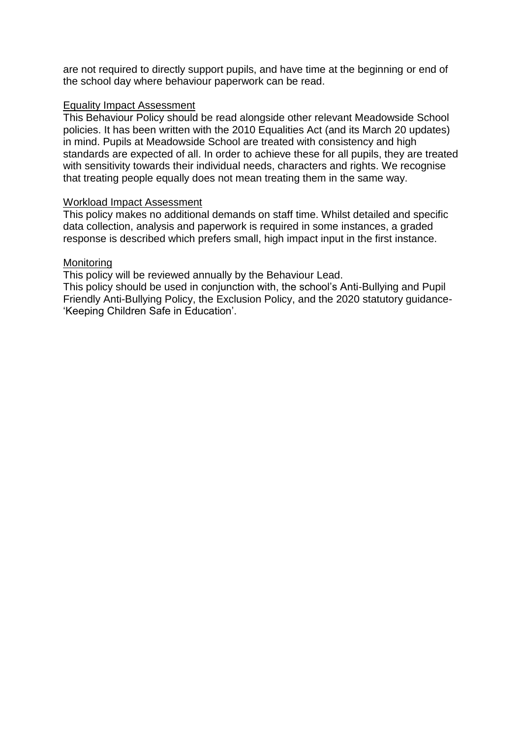are not required to directly support pupils, and have time at the beginning or end of the school day where behaviour paperwork can be read.

<u>Equality Impact Assessment</u>

This Behaviour Policy should be read alongside other relevant Meadowside School policies. It has been written with the 2010 Equalities Act (and its March 20 updates) in mind. Pupils at Meadowside School are treated with consistency and high standards are expected of all. In order to achieve these for all pupils, they are treated with sensitivity towards their individual needs, characters and rights. We recognise that treating people equally does not mean treating them in the same way.

<u>Workload Impact Assessment</u>

This policy makes no additional demands on staff time. Whilst detailed and specific data collection, analysis and paperwork is required in some instances, a graded response is described which prefers small, high impact input in the first instance.

<u>Monitoring</u>

This policy will be reviewed annually by the Behaviour Lead.

This policy should be used in conjunction with, the school's Anti-Bullying and Pupil Friendly Anti-Bullying Policy, the Exclusion Policy, and the 2020 statutory guidance- 'Keeping Children Safe in Education'.